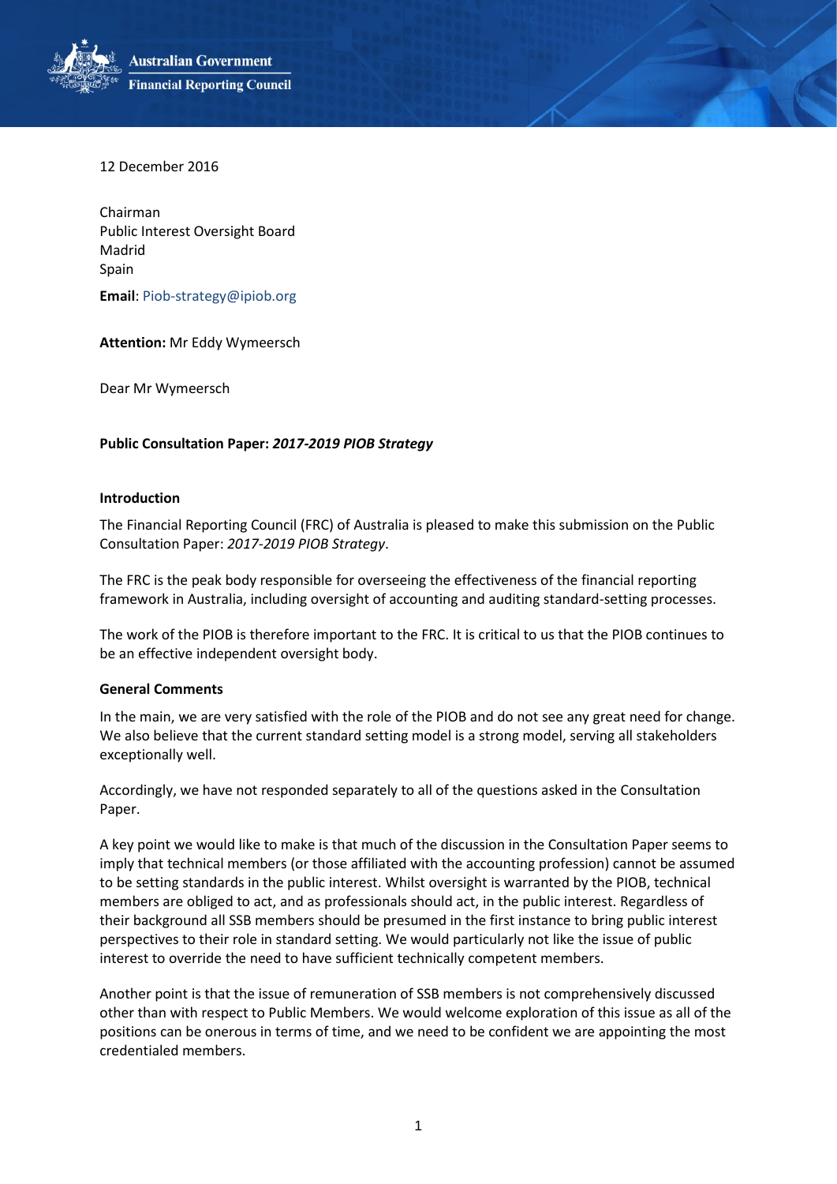Australian Government
Financial Reporting Council

12 December 2016

Chairman
Public Interest Oversight Board
Madrid
Spain

**Email**: Piob-strategy@ipiob.org

**Attention:** Mr Eddy Wymeersch

Dear Mr Wymeersch

**Public Consultation Paper: *2017-2019 PIOB Strategy***

**Introduction**

The Financial Reporting Council (FRC) of Australia is pleased to make this submission on the Public Consultation Paper: *2017-2019 PIOB Strategy*.

The FRC is the peak body responsible for overseeing the effectiveness of the financial reporting framework in Australia, including oversight of accounting and auditing standard-setting processes.

The work of the PIOB is therefore important to the FRC. It is critical to us that the PIOB continues to be an effective independent oversight body.

**General Comments**

In the main, we are very satisfied with the role of the PIOB and do not see any great need for change. We also believe that the current standard setting model is a strong model, serving all stakeholders exceptionally well.

Accordingly, we have not responded separately to all of the questions asked in the Consultation Paper.

A key point we would like to make is that much of the discussion in the Consultation Paper seems to imply that technical members (or those affiliated with the accounting profession) cannot be assumed to be setting standards in the public interest. Whilst oversight is warranted by the PIOB, technical members are obliged to act, and as professionals should act, in the public interest. Regardless of their background all SSB members should be presumed in the first instance to bring public interest perspectives to their role in standard setting. We would particularly not like the issue of public interest to override the need to have sufficient technically competent members.

Another point is that the issue of remuneration of SSB members is not comprehensively discussed other than with respect to Public Members. We would welcome exploration of this issue as all of the positions can be onerous in terms of time, and we need to be confident we are appointing the most credentialed members.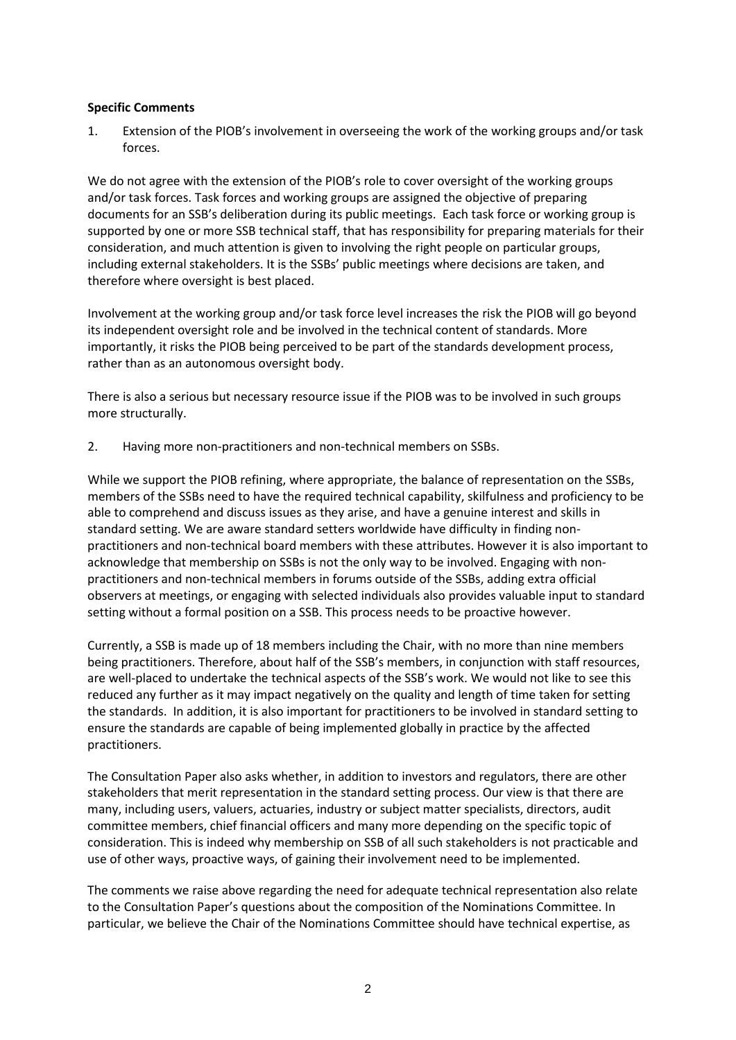**Specific Comments**

1. Extension of the PIOB's involvement in overseeing the work of the working groups and/or task forces.

We do not agree with the extension of the PIOB's role to cover oversight of the working groups and/or task forces. Task forces and working groups are assigned the objective of preparing documents for an SSB's deliberation during its public meetings. Each task force or working group is supported by one or more SSB technical staff, that has responsibility for preparing materials for their consideration, and much attention is given to involving the right people on particular groups, including external stakeholders. It is the SSBs' public meetings where decisions are taken, and therefore where oversight is best placed.

Involvement at the working group and/or task force level increases the risk the PIOB will go beyond its independent oversight role and be involved in the technical content of standards. More importantly, it risks the PIOB being perceived to be part of the standards development process, rather than as an autonomous oversight body.

There is also a serious but necessary resource issue if the PIOB was to be involved in such groups more structurally.

2. Having more non-practitioners and non-technical members on SSBs.

While we support the PIOB refining, where appropriate, the balance of representation on the SSBs, members of the SSBs need to have the required technical capability, skilfulness and proficiency to be able to comprehend and discuss issues as they arise, and have a genuine interest and skills in standard setting. We are aware standard setters worldwide have difficulty in finding non-practitioners and non-technical board members with these attributes. However it is also important to acknowledge that membership on SSBs is not the only way to be involved. Engaging with non-practitioners and non-technical members in forums outside of the SSBs, adding extra official observers at meetings, or engaging with selected individuals also provides valuable input to standard setting without a formal position on a SSB. This process needs to be proactive however.

Currently, a SSB is made up of 18 members including the Chair, with no more than nine members being practitioners. Therefore, about half of the SSB's members, in conjunction with staff resources, are well-placed to undertake the technical aspects of the SSB's work. We would not like to see this reduced any further as it may impact negatively on the quality and length of time taken for setting the standards. In addition, it is also important for practitioners to be involved in standard setting to ensure the standards are capable of being implemented globally in practice by the affected practitioners.

The Consultation Paper also asks whether, in addition to investors and regulators, there are other stakeholders that merit representation in the standard setting process. Our view is that there are many, including users, valuers, actuaries, industry or subject matter specialists, directors, audit committee members, chief financial officers and many more depending on the specific topic of consideration. This is indeed why membership on SSB of all such stakeholders is not practicable and use of other ways, proactive ways, of gaining their involvement need to be implemented.

The comments we raise above regarding the need for adequate technical representation also relate to the Consultation Paper's questions about the composition of the Nominations Committee. In particular, we believe the Chair of the Nominations Committee should have technical expertise, as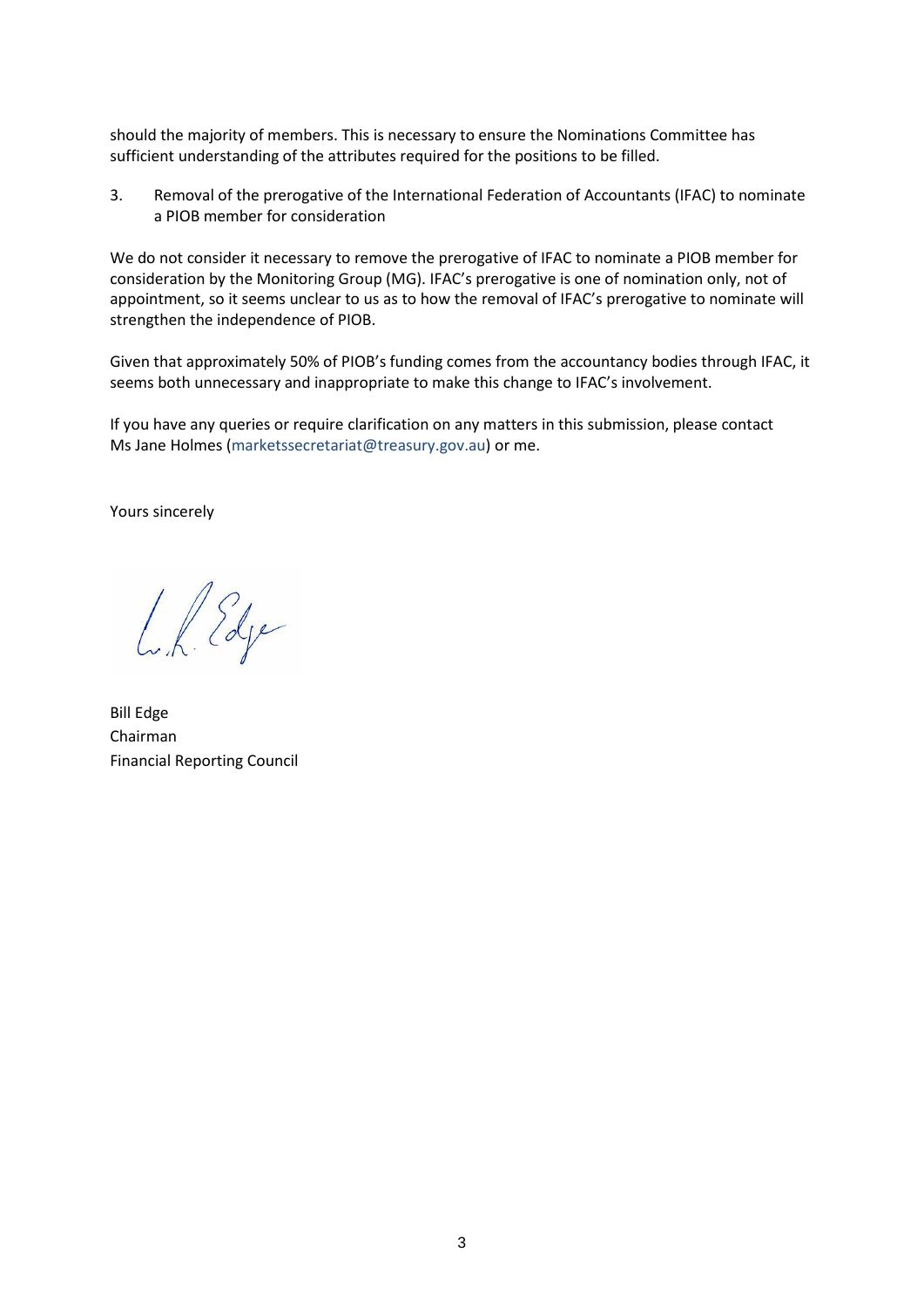should the majority of members. This is necessary to ensure the Nominations Committee has sufficient understanding of the attributes required for the positions to be filled.

3. Removal of the prerogative of the International Federation of Accountants (IFAC) to nominate a PIOB member for consideration

We do not consider it necessary to remove the prerogative of IFAC to nominate a PIOB member for consideration by the Monitoring Group (MG). IFAC's prerogative is one of nomination only, not of appointment, so it seems unclear to us as to how the removal of IFAC's prerogative to nominate will strengthen the independence of PIOB.

Given that approximately 50% of PIOB's funding comes from the accountancy bodies through IFAC, it seems both unnecessary and inappropriate to make this change to IFAC's involvement.

If you have any queries or require clarification on any matters in this submission, please contact Ms Jane Holmes (marketssecretariat@treasury.gov.au) or me.

Yours sincerely

Bill Edge
Chairman
Financial Reporting Council